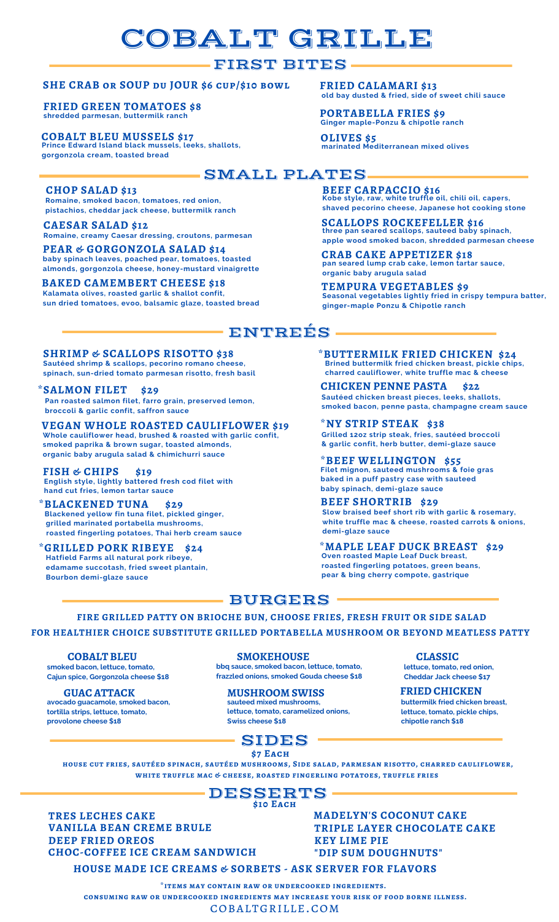# COBALT GRILLE

## FIRST BITES

**SHE CRAB or SOUP du JOUR $6 cup/$10 bowl**

**FRIED GREEN TOMATOES $8**
shredded parmesan, buttermilk ranch

**COBALT BLEU MUSSELS $17**
Prince Edward Island black mussels, leeks, shallots, gorgonzola cream, toasted bread

**FRIED CALAMARI $13**
old bay dusted & fried, side of sweet chili sauce

**PORTABELLA FRIES $9**
Ginger maple-Ponzu & chipotle ranch

**OLIVES $5**
marinated Mediterranean mixed olives

## SMALL PLATES

**CHOP SALAD $13**
Romaine, smoked bacon, tomatoes, red onion, pistachios, cheddar jack cheese, buttermilk ranch

**CAESAR SALAD $12**
Romaine, creamy Caesar dressing, croutons, parmesan

**PEAR & GORGONZOLA SALAD $14**
baby spinach leaves, poached pear, tomatoes, toasted almonds, gorgonzola cheese, honey-mustard vinaigrette

**BAKED CAMEMBERT CHEESE $18**
Kalamata olives, roasted garlic & shallot confit, sun dried tomatoes, evoo, balsamic glaze, toasted bread

**BEEF CARPACCIO $16**
Kobe style, raw, white truffle oil, chili oil, capers, shaved pecorino cheese, Japanese hot cooking stone

**SCALLOPS ROCKEFELLER $16**
three pan seared scallops, sauteed baby spinach, apple wood smoked bacon, shredded parmesan cheese

**CRAB CAKE APPETIZER $18**
pan seared lump crab cake, lemon tartar sauce, organic baby arugula salad

**TEMPURA VEGETABLES $9**
Seasonal vegetables lightly fried in crispy tempura batter, ginger-maple Ponzu & Chipotle ranch

## ENTREÉS

**SHRIMP & SCALLOPS RISOTTO $38**
Sautéed shrimp & scallops, pecorino romano cheese, spinach, sun-dried tomato parmesan risotto, fresh basil

***SALMON FILET $29**
Pan roasted salmon filet, farro grain, preserved lemon, broccoli & garlic confit, saffron sauce

**VEGAN WHOLE ROASTED CAULIFLOWER $19**
Whole cauliflower head, brushed & roasted with garlic confit, smoked paprika & brown sugar, toasted almonds, organic baby arugula salad & chimichurri sauce

**FISH & CHIPS $19**
English style, lightly battered fresh cod filet with hand cut fries, lemon tartar sauce

***BLACKENED TUNA $29**
Blackened yellow fin tuna filet, pickled ginger, grilled marinated portabella mushrooms, roasted fingerling potatoes, Thai herb cream sauce

***GRILLED PORK RIBEYE $24**
Hatfield Farms all natural pork ribeye, edamame succotash, fried sweet plantain, Bourbon demi-glaze sauce

***BUTTERMILK FRIED CHICKEN $24**
Brined buttermilk fried chicken breast, pickle chips, charred cauliflower, white truffle mac & cheese

**CHICKEN PENNE PASTA $22**
Sautéed chicken breast pieces, leeks, shallots, smoked bacon, penne pasta, champagne cream sauce

***NY STRIP STEAK $38**
Grilled 12oz strip steak, fries, sautéed broccoli & garlic confit, herb butter, demi-glaze sauce

***BEEF WELLINGTON $55**
Filet mignon, sauteed mushrooms & foie gras baked in a puff pastry case with sauteed baby spinach, demi-glaze sauce

**BEEF SHORTRIB $29**
Slow braised beef short rib with garlic & rosemary, white truffle mac & cheese, roasted carrots & onions, demi-glaze sauce

***MAPLE LEAF DUCK BREAST $29**
Oven roasted Maple Leaf Duck breast, roasted fingerling potatoes, green beans, pear & bing cherry compote, gastrique

## BURGERS

**FIRE GRILLED PATTY ON BRIOCHE BUN, CHOOSE FRIES, FRESH FRUIT OR SIDE SALAD**

**FOR HEALTHIER CHOICE SUBSTITUTE GRILLED PORTABELLA MUSHROOM OR BEYOND MEATLESS PATTY**

**COBALT BLEU**
smoked bacon, lettuce, tomato, Cajun spice, Gorgonzola cheese $18

**GUAC ATTACK**
avocado guacamole, smoked bacon, tortilla strips, lettuce, tomato, provolone cheese $18

**SMOKEHOUSE**
bbq sauce, smoked bacon, lettuce, tomato, frazzled onions, smoked Gouda cheese $18

**MUSHROOM SWISS**
sauteed mixed mushrooms, lettuce, tomato, caramelized onions, Swiss cheese $18

**CLASSIC**
lettuce, tomato, red onion, Cheddar Jack cheese $17

**FRIED CHICKEN**
buttermilk fried chicken breast, lettuce, tomato, pickle chips, chipotle ranch $18

## SIDES

**$7 Each**

house cut fries, sautéed spinach, sautéed mushrooms, Side salad, parmesan risotto, charred cauliflower, white truffle mac & cheese, roasted fingerling potatoes, truffle fries

## DESSERTS

**$10 Each**

- TRES LECHES CAKE
- VANILLA BEAN CREME BRULE
- DEEP FRIED OREOS
- CHOC-COFFEE ICE CREAM SANDWICH
- MADELYN'S COCONUT CAKE
- TRIPLE LAYER CHOCOLATE CAKE
- KEY LIME PIE
- "DIP SUM DOUGHNUTS"

**HOUSE MADE ICE CREAMS & SORBETS - ASK SERVER FOR FLAVORS**

*items may contain raw or undercooked ingredients.
consuming raw or undercooked ingredients may increase your risk of food borne illness.

COBALTGRILLE.COM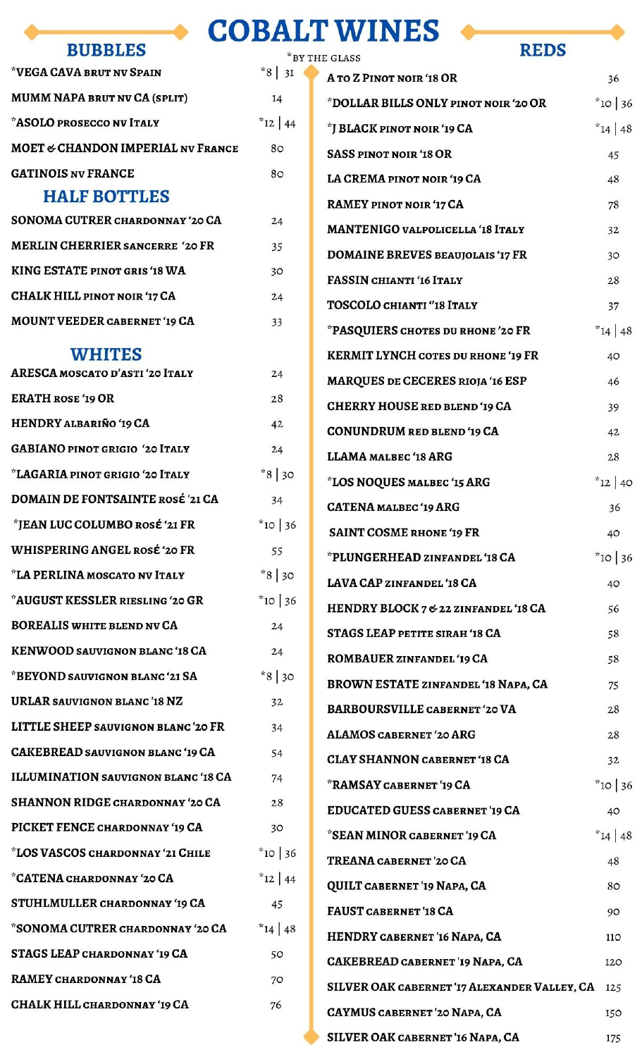# COBALT WINES

*BY THE GLASS

## BUBBLES

| | |
|---|---|
| *VEGA CAVA BRUT NV SPAIN | *8 \| 31 |
| MUMM NAPA BRUT NV CA (SPLIT) | 14 |
| *ASOLO PROSECCO NV ITALY | *12 \| 44 |
| MOET & CHANDON IMPERIAL NV FRANCE | 80 |
| GATINOIS NV FRANCE | 80 |

## HALF BOTTLES

| | |
|---|---|
| SONOMA CUTRER CHARDONNAY '20 CA | 24 |
| MERLIN CHERRIER SANCERRE '20 FR | 35 |
| KING ESTATE PINOT GRIS '18 WA | 30 |
| CHALK HILL PINOT NOIR '17 CA | 24 |
| MOUNT VEEDER CABERNET '19 CA | 33 |

## WHITES

| | |
|---|---|
| ARESCA MOSCATO D'ASTI '20 ITALY | 24 |
| ERATH ROSE '19 OR | 28 |
| HENDRY ALBARIÑO '19 CA | 42 |
| GABIANO PINOT GRIGIO '20 ITALY | 24 |
| *LAGARIA PINOT GRIGIO '20 ITALY | *8 \| 30 |
| DOMAIN DE FONTSAINTE ROSÉ '21 CA | 34 |
| *JEAN LUC COLUMBO ROSÉ '21 FR | *10 \| 36 |
| WHISPERING ANGEL ROSÉ '20 FR | 55 |
| *LA PERLINA MOSCATO NV ITALY | *8 \| 30 |
| *AUGUST KESSLER RIESLING '20 GR | *10 \| 36 |
| BOREALIS WHITE BLEND NV CA | 24 |
| KENWOOD SAUVIGNON BLANC '18 CA | 24 |
| *BEYOND SAUVIGNON BLANC '21 SA | *8 \| 30 |
| URLAR SAUVIGNON BLANC '18 NZ | 32 |
| LITTLE SHEEP SAUVIGNON BLANC '20 FR | 34 |
| CAKEBREAD SAUVIGNON BLANC '19 CA | 54 |
| ILLUMINATION SAUVIGNON BLANC '18 CA | 74 |
| SHANNON RIDGE CHARDONNAY '20 CA | 28 |
| PICKET FENCE CHARDONNAY '19 CA | 30 |
| *LOS VASCOS CHARDONNAY '21 CHILE | *10 \| 36 |
| *CATENA CHARDONNAY '20 CA | *12 \| 44 |
| STUHLMULLER CHARDONNAY '19 CA | 45 |
| *SONOMA CUTRER CHARDONNAY '20 CA | *14 \| 48 |
| STAGS LEAP CHARDONNAY '19 CA | 50 |
| RAMEY CHARDONNAY '18 CA | 70 |
| CHALK HILL CHARDONNAY '19 CA | 76 |

## REDS

| | |
|---|---|
| A TO Z PINOT NOIR '18 OR | 36 |
| *DOLLAR BILLS ONLY PINOT NOIR '20 OR | *10 \| 36 |
| *J BLACK PINOT NOIR '19 CA | *14 \| 48 |
| SASS PINOT NOIR '18 OR | 45 |
| LA CREMA PINOT NOIR '19 CA | 48 |
| RAMEY PINOT NOIR '17 CA | 78 |
| MANTENIGO VALPOLICELLA '18 ITALY | 32 |
| DOMAINE BREVES BEAUJOLAIS '17 FR | 30 |
| FASSIN CHIANTI '16 ITALY | 28 |
| TOSCOLO CHIANTI ''18 ITALY | 37 |
| *PASQUIERS CHOTES DU RHONE '20 FR | *14 \| 48 |
| KERMIT LYNCH COTES DU RHONE '19 FR | 40 |
| MARQUES DE CECERES RIOJA '16 ESP | 46 |
| CHERRY HOUSE RED BLEND '19 CA | 39 |
| CONUNDRUM RED BLEND '19 CA | 42 |
| LLAMA MALBEC '18 ARG | 28 |
| *LOS NOQUES MALBEC '15 ARG | *12 \| 40 |
| CATENA MALBEC '19 ARG | 36 |
| SAINT COSME RHONE '19 FR | 40 |
| *PLUNGERHEAD ZINFANDEL '18 CA | *10 \| 36 |
| LAVA CAP ZINFANDEL '18 CA | 40 |
| HENDRY BLOCK 7 & 22 ZINFANDEL '18 CA | 56 |
| STAGS LEAP PETITE SIRAH '18 CA | 58 |
| ROMBAUER ZINFANDEL '19 CA | 58 |
| BROWN ESTATE ZINFANDEL '18 NAPA, CA | 75 |
| BARBOURSVILLE CABERNET '20 VA | 28 |
| ALAMOS CABERNET '20 ARG | 28 |
| CLAY SHANNON CABERNET '18 CA | 32 |
| *RAMSAY CABERNET '19 CA | *10 \| 36 |
| EDUCATED GUESS CABERNET '19 CA | 40 |
| *SEAN MINOR CABERNET '19 CA | *14 \| 48 |
| TREANA CABERNET '20 CA | 48 |
| QUILT CABERNET '19 NAPA, CA | 80 |
| FAUST CABERNET '18 CA | 90 |
| HENDRY CABERNET '16 NAPA, CA | 110 |
| CAKEBREAD CABERNET '19 NAPA, CA | 120 |
| SILVER OAK CABERNET '17 ALEXANDER VALLEY, CA | 125 |
| CAYMUS CABERNET '20 NAPA, CA | 150 |
| SILVER OAK CABERNET '16 NAPA, CA | 175 |